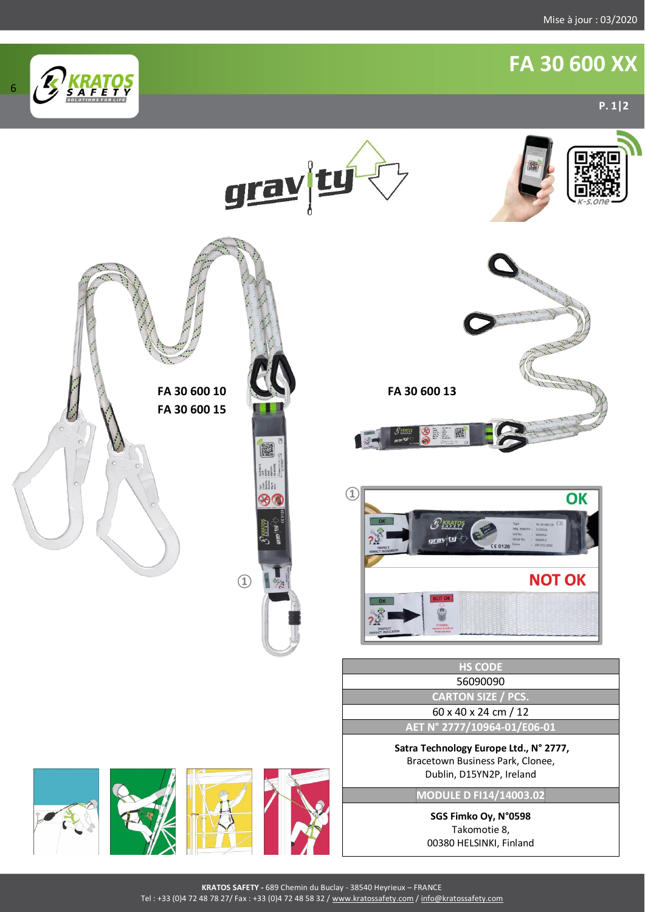Mise à jour : 03/2020

# FA 30 600 XX

FA 30 600 10
FA 30 600 15

FA 30 600 13

①

OK

NOT OK

| HS CODE |
|---|
| 56090090 |
| **CARTON SIZE / PCS.** |
| 60 x 40 x 24 cm / 12 |
| **AET N° 2777/10964-01/E06-01** |
| **Satra Technology Europe Ltd., N° 2777,** Bracetown Business Park, Clonee, Dublin, D15YN2P, Ireland |
| **MODULE D FI14/14003.02** |
| **SGS Fimko Oy, N°0598** Takomotie 8, 00380 HELSINKI, Finland |

**KRATOS SAFETY -** 689 Chemin du Buclay - 38540 Heyrieux – FRANCE
Tel : +33 (0)4 72 48 78 27/ Fax : +33 (0)4 72 48 58 32 / www.kratossafety.com / info@kratossafety.com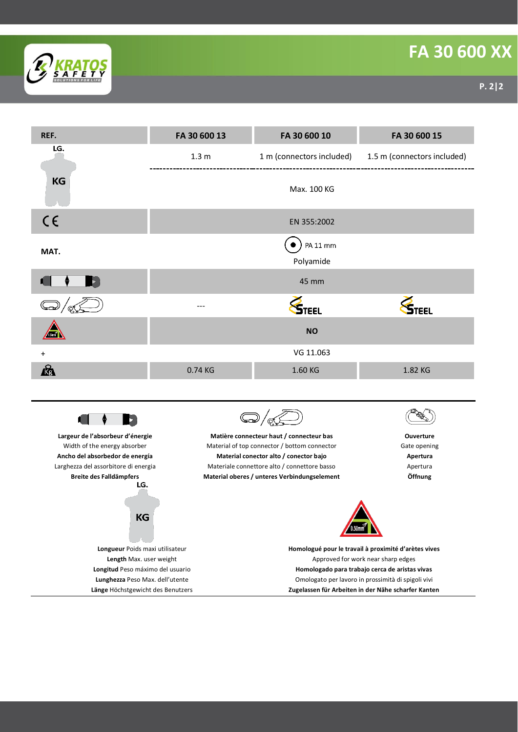# FA 30 600 XX

| REF. | FA 30 600 13 | FA 30 600 10 | FA 30 600 15 |
| --- | --- | --- | --- |
| LG. | 1.3 m | 1 m (connectors included) | 1.5 m (connectors included) |
| KG | Max. 100 KG | | |
| CE | EN 355:2002 | | |
| MAT. | PA 11 mm Polyamide | | |
| | 45 mm | | |
| | --- | STEEL | STEEL |
| | NO | | |
| + | VG 11.063 | | |
| Kg | 0.74 KG | 1.60 KG | 1.82 KG |

**Largeur de l'absorbeur d'énergie**
Width of the energy absorber
**Ancho del absorbedor de energía**
Larghezza del assorbitore di energia
**Breite des Falldämpfers**

**Matière connecteur haut / connecteur bas**
Material of top connector / bottom connector
**Material conector alto / conector bajo**
Materiale connettore alto / connettore basso
**Material oberes / unteres Verbindungselement**

**Ouverture**
Gate opening
**Apertura**
Apertura
**Öffnung**

LG.
KG

**Longueur** Poids maxi utilisateur
**Length** Max. user weight
**Longitud** Peso máximo del usuario
**Lunghezza** Peso Max. dell'utente
**Länge** Höchstgewicht des Benutzers

**Homologué pour le travail à proximité d'arètes vives**
Approved for work near sharp edges
**Homologado para trabajo cerca de aristas vivas**
Omologato per lavoro in prossimità di spigoli vivi
**Zugelassen für Arbeiten in der Nähe scharfer Kanten**